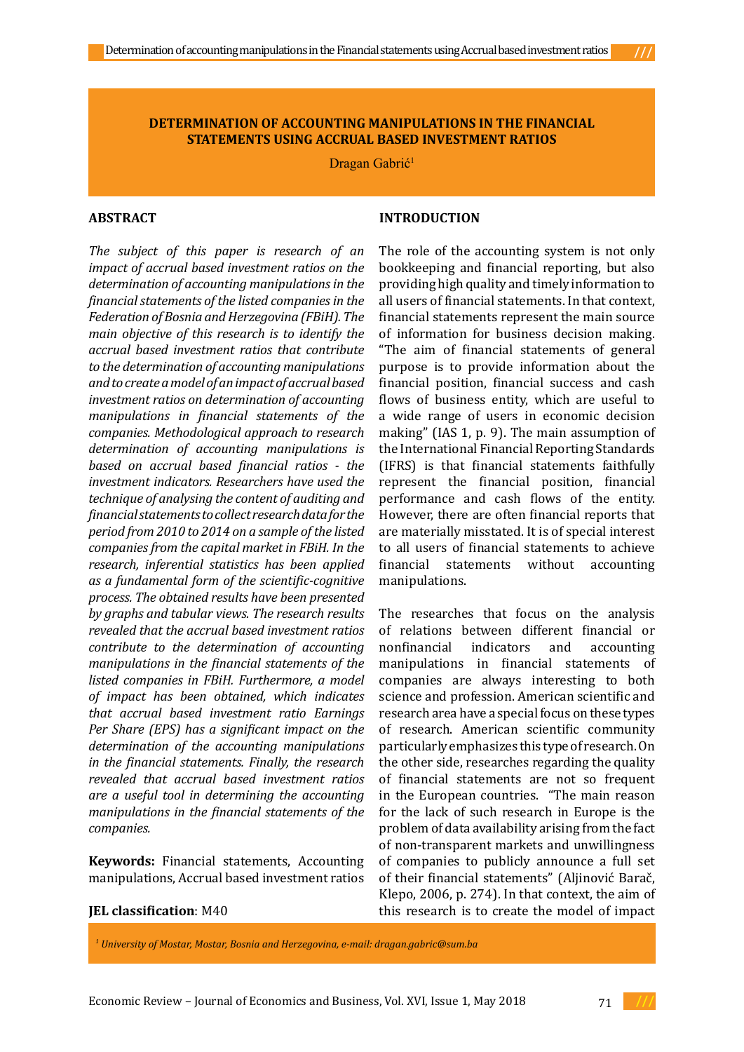# DETERMINATION OF ACCOUNTING MANIPULATIONS IN THE FINANCIAL STATEMENTS USING ACCRUAL BASED INVESTMENT RATIOS

Dragan Gabrić[1]

## ABSTRACT

*The subject of this paper is research of an impact of accrual based investment ratios on the determination of accounting manipulations in the financial statements of the listed companies in the Federation of Bosnia and Herzegovina (FBiH). The main objective of this research is to identify the accrual based investment ratios that contribute to the determination of accounting manipulations and to create a model of an impact of accrual based investment ratios on determination of accounting manipulations in financial statements of the companies. Methodological approach to research determination of accounting manipulations is based on accrual based financial ratios - the investment indicators. Researchers have used the technique of analysing the content of auditing and financial statements to collect research data for the period from 2010 to 2014 on a sample of the listed companies from the capital market in FBiH. In the research, inferential statistics has been applied as a fundamental form of the scientific-cognitive process. The obtained results have been presented by graphs and tabular views. The research results revealed that the accrual based investment ratios contribute to the determination of accounting manipulations in the financial statements of the listed companies in FBiH. Furthermore, a model of impact has been obtained, which indicates that accrual based investment ratio Earnings Per Share (EPS) has a significant impact on the determination of the accounting manipulations in the financial statements. Finally, the research revealed that accrual based investment ratios are a useful tool in determining the accounting manipulations in the financial statements of the companies.*

**Keywords:** Financial statements, Accounting manipulations, Accrual based investment ratios

**JEL classification**: M40

## INTRODUCTION

The role of the accounting system is not only bookkeeping and financial reporting, but also providing high quality and timely information to all users of financial statements. In that context, financial statements represent the main source of information for business decision making. "The aim of financial statements of general purpose is to provide information about the financial position, financial success and cash flows of business entity, which are useful to a wide range of users in economic decision making" (IAS 1, p. 9). The main assumption of the International Financial Reporting Standards (IFRS) is that financial statements faithfully represent the financial position, financial performance and cash flows of the entity. However, there are often financial reports that are materially misstated. It is of special interest to all users of financial statements to achieve financial statements without accounting manipulations.

The researches that focus on the analysis of relations between different financial or nonfinancial indicators and accounting manipulations in financial statements of companies are always interesting to both science and profession. American scientific and research area have a special focus on these types of research. American scientific community particularly emphasizes this type of research. On the other side, researches regarding the quality of financial statements are not so frequent in the European countries. "The main reason for the lack of such research in Europe is the problem of data availability arising from the fact of non-transparent markets and unwillingness of companies to publicly announce a full set of their financial statements" (Aljinović Barač, Klepo, 2006, p. 274). In that context, the aim of this research is to create the model of impact

[1] *University of Mostar, Mostar, Bosnia and Herzegovina, e-mail: dragan.gabric@sum.ba*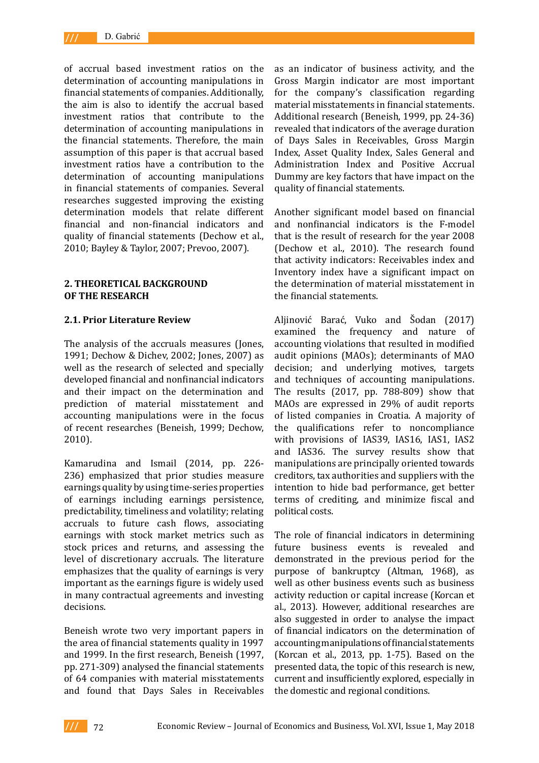of accrual based investment ratios on the determination of accounting manipulations in financial statements of companies. Additionally, the aim is also to identify the accrual based investment ratios that contribute to the determination of accounting manipulations in the financial statements. Therefore, the main assumption of this paper is that accrual based investment ratios have a contribution to the determination of accounting manipulations in financial statements of companies. Several researches suggested improving the existing determination models that relate different financial and non-financial indicators and quality of financial statements (Dechow et al., 2010; Bayley & Taylor, 2007; Prevoo, 2007).

## 2. THEORETICAL BACKGROUND OF THE RESEARCH

### 2.1. Prior Literature Review

The analysis of the accruals measures (Jones, 1991; Dechow & Dichev, 2002; Jones, 2007) as well as the research of selected and specially developed financial and nonfinancial indicators and their impact on the determination and prediction of material misstatement and accounting manipulations were in the focus of recent researches (Beneish, 1999; Dechow, 2010).

Kamarudina and Ismail (2014, pp. 226-236) emphasized that prior studies measure earnings quality by using time-series properties of earnings including earnings persistence, predictability, timeliness and volatility; relating accruals to future cash flows, associating earnings with stock market metrics such as stock prices and returns, and assessing the level of discretionary accruals. The literature emphasizes that the quality of earnings is very important as the earnings figure is widely used in many contractual agreements and investing decisions.

Beneish wrote two very important papers in the area of financial statements quality in 1997 and 1999. In the first research, Beneish (1997, pp. 271-309) analysed the financial statements of 64 companies with material misstatements and found that Days Sales in Receivables as an indicator of business activity, and the Gross Margin indicator are most important for the company's classification regarding material misstatements in financial statements. Additional research (Beneish, 1999, pp. 24-36) revealed that indicators of the average duration of Days Sales in Receivables, Gross Margin Index, Asset Quality Index, Sales General and Administration Index and Positive Accrual Dummy are key factors that have impact on the quality of financial statements.

Another significant model based on financial and nonfinancial indicators is the F-model that is the result of research for the year 2008 (Dechow et al., 2010). The research found that activity indicators: Receivables index and Inventory index have a significant impact on the determination of material misstatement in the financial statements.

Aljinović Barać, Vuko and Šodan (2017) examined the frequency and nature of accounting violations that resulted in modified audit opinions (MAOs); determinants of MAO decision; and underlying motives, targets and techniques of accounting manipulations. The results (2017, pp. 788-809) show that MAOs are expressed in 29% of audit reports of listed companies in Croatia. A majority of the qualifications refer to noncompliance with provisions of IAS39, IAS16, IAS1, IAS2 and IAS36. The survey results show that manipulations are principally oriented towards creditors, tax authorities and suppliers with the intention to hide bad performance, get better terms of crediting, and minimize fiscal and political costs.

The role of financial indicators in determining future business events is revealed and demonstrated in the previous period for the purpose of bankruptcy (Altman, 1968), as well as other business events such as business activity reduction or capital increase (Korcan et al., 2013). However, additional researches are also suggested in order to analyse the impact of financial indicators on the determination of accounting manipulations of financial statements (Korcan et al., 2013, pp. 1-75). Based on the presented data, the topic of this research is new, current and insufficiently explored, especially in the domestic and regional conditions.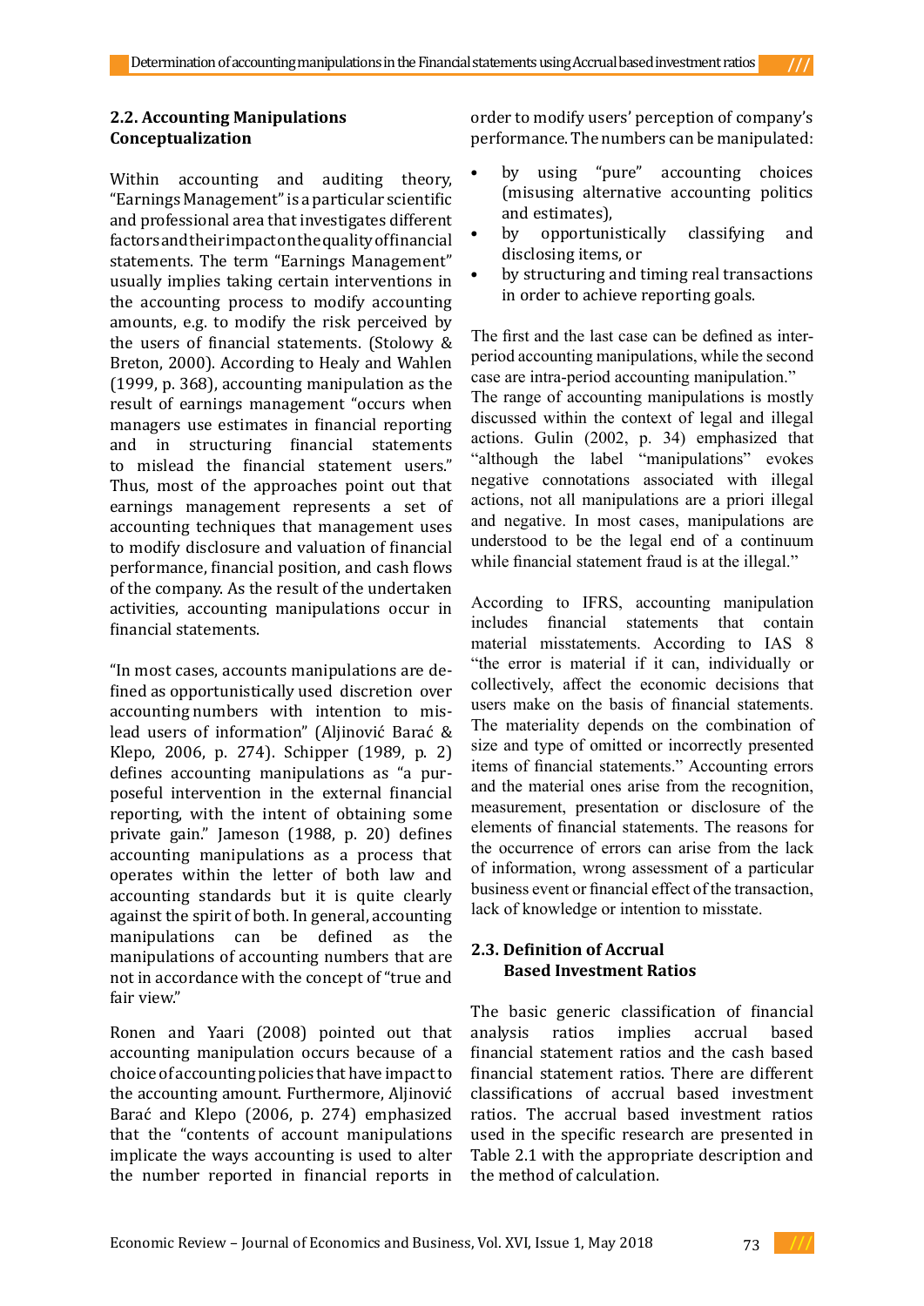## 2.2. Accounting Manipulations Conceptualization

Within accounting and auditing theory, "Earnings Management" is a particular scientific and professional area that investigates different factors and their impact on the quality of financial statements. The term "Earnings Management" usually implies taking certain interventions in the accounting process to modify accounting amounts, e.g. to modify the risk perceived by the users of financial statements. (Stolowy & Breton, 2000). According to Healy and Wahlen (1999, p. 368), accounting manipulation as the result of earnings management "occurs when managers use estimates in financial reporting and in structuring financial statements to mislead the financial statement users." Thus, most of the approaches point out that earnings management represents a set of accounting techniques that management uses to modify disclosure and valuation of financial performance, financial position, and cash flows of the company. As the result of the undertaken activities, accounting manipulations occur in financial statements.

"In most cases, accounts manipulations are defined as opportunistically used discretion over accounting numbers with intention to mislead users of information" (Aljinović Barać & Klepo, 2006, p. 274). Schipper (1989, p. 2) defines accounting manipulations as "a purposeful intervention in the external financial reporting, with the intent of obtaining some private gain." Jameson (1988, p. 20) defines accounting manipulations as a process that operates within the letter of both law and accounting standards but it is quite clearly against the spirit of both. In general, accounting manipulations can be defined as the manipulations of accounting numbers that are not in accordance with the concept of "true and fair view."

Ronen and Yaari (2008) pointed out that accounting manipulation occurs because of a choice of accounting policies that have impact to the accounting amount. Furthermore, Aljinović Barać and Klepo (2006, p. 274) emphasized that the "contents of account manipulations implicate the ways accounting is used to alter the number reported in financial reports in order to modify users' perception of company's performance. The numbers can be manipulated:

- by using "pure" accounting choices (misusing alternative accounting politics and estimates),
- by opportunistically classifying and disclosing items, or
- by structuring and timing real transactions in order to achieve reporting goals.

The first and the last case can be defined as inter-period accounting manipulations, while the second case are intra-period accounting manipulation."

The range of accounting manipulations is mostly discussed within the context of legal and illegal actions. Gulin (2002, p. 34) emphasized that "although the label "manipulations" evokes negative connotations associated with illegal actions, not all manipulations are a priori illegal and negative. In most cases, manipulations are understood to be the legal end of a continuum while financial statement fraud is at the illegal."

According to IFRS, accounting manipulation includes financial statements that contain material misstatements. According to IAS 8 "the error is material if it can, individually or collectively, affect the economic decisions that users make on the basis of financial statements. The materiality depends on the combination of size and type of omitted or incorrectly presented items of financial statements." Accounting errors and the material ones arise from the recognition, measurement, presentation or disclosure of the elements of financial statements. The reasons for the occurrence of errors can arise from the lack of information, wrong assessment of a particular business event or financial effect of the transaction, lack of knowledge or intention to misstate.

## 2.3. Definition of Accrual Based Investment Ratios

The basic generic classification of financial analysis ratios implies accrual based financial statement ratios and the cash based financial statement ratios. There are different classifications of accrual based investment ratios. The accrual based investment ratios used in the specific research are presented in Table 2.1 with the appropriate description and the method of calculation.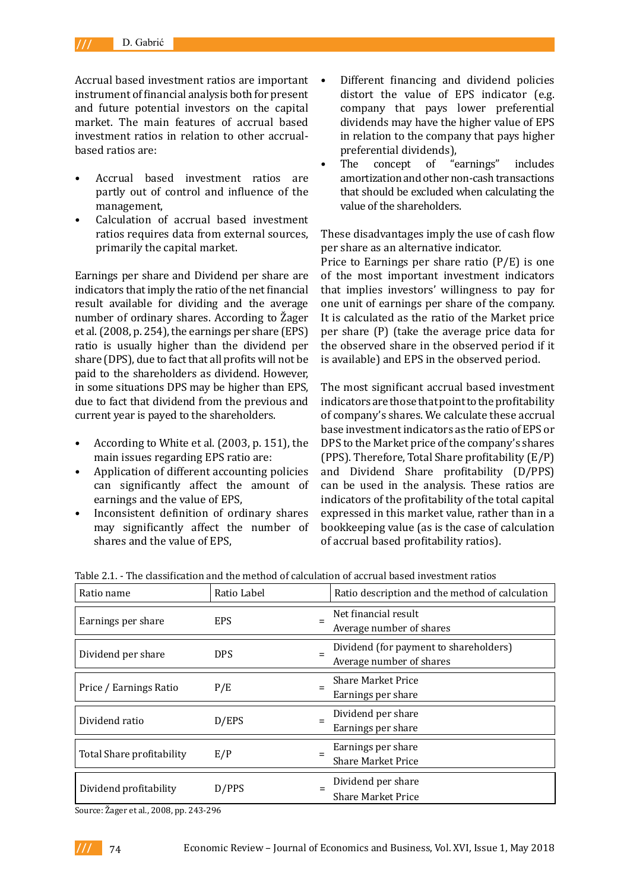Accrual based investment ratios are important instrument of financial analysis both for present and future potential investors on the capital market. The main features of accrual based investment ratios in relation to other accrual-based ratios are:

- Accrual based investment ratios are partly out of control and influence of the management,
- Calculation of accrual based investment ratios requires data from external sources, primarily the capital market.

Earnings per share and Dividend per share are indicators that imply the ratio of the net financial result available for dividing and the average number of ordinary shares. According to Žager et al. (2008, p. 254), the earnings per share (EPS) ratio is usually higher than the dividend per share (DPS), due to fact that all profits will not be paid to the shareholders as dividend. However, in some situations DPS may be higher than EPS, due to fact that dividend from the previous and current year is payed to the shareholders.

- According to White et al. (2003, p. 151), the main issues regarding EPS ratio are:
- Application of different accounting policies can significantly affect the amount of earnings and the value of EPS,
- Inconsistent definition of ordinary shares may significantly affect the number of shares and the value of EPS,
- Different financing and dividend policies distort the value of EPS indicator (e.g. company that pays lower preferential dividends may have the higher value of EPS in relation to the company that pays higher preferential dividends),
- The concept of "earnings" includes amortization and other non-cash transactions that should be excluded when calculating the value of the shareholders.

These disadvantages imply the use of cash flow per share as an alternative indicator.

Price to Earnings per share ratio (P/E) is one of the most important investment indicators that implies investors' willingness to pay for one unit of earnings per share of the company. It is calculated as the ratio of the Market price per share (P) (take the average price data for the observed share in the observed period if it is available) and EPS in the observed period.

The most significant accrual based investment indicators are those that point to the profitability of company's shares. We calculate these accrual base investment indicators as the ratio of EPS or DPS to the Market price of the company's shares (PPS). Therefore, Total Share profitability (E/P) and Dividend Share profitability (D/PPS) can be used in the analysis. These ratios are indicators of the profitability of the total capital expressed in this market value, rather than in a bookkeeping value (as is the case of calculation of accrual based profitability ratios).

Table 2.1. - The classification and the method of calculation of accrual based investment ratios

| Ratio name | Ratio Label | Ratio description and the method of calculation |
|---|---|---|
| Earnings per share | EPS | = Net financial result / Average number of shares |
| Dividend per share | DPS | = Dividend (for payment to shareholders) / Average number of shares |
| Price / Earnings Ratio | P/E | = Share Market Price / Earnings per share |
| Dividend ratio | D/EPS | = Dividend per share / Earnings per share |
| Total Share profitability | E/P | = Earnings per share / Share Market Price |
| Dividend profitability | D/PPS | = Dividend per share / Share Market Price |

Source: Žager et al., 2008, pp. 243-296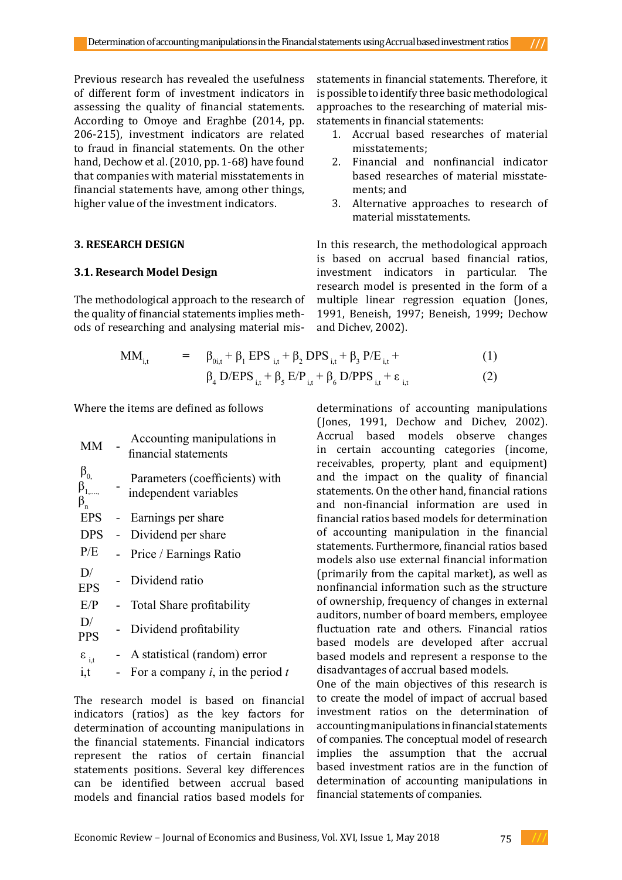Previous research has revealed the usefulness of different form of investment indicators in assessing the quality of financial statements. According to Omoye and Eraghbe (2014, pp. 206-215), investment indicators are related to fraud in financial statements. On the other hand, Dechow et al. (2010, pp. 1-68) have found that companies with material misstatements in financial statements have, among other things, higher value of the investment indicators.

## 3. RESEARCH DESIGN

### 3.1. Research Model Design

The methodological approach to the research of the quality of financial statements implies methods of researching and analysing material misstatements in financial statements. Therefore, it is possible to identify three basic methodological approaches to the researching of material misstatements in financial statements:

1. Accrual based researches of material misstatements;
2. Financial and nonfinancial indicator based researches of material misstatements; and
3. Alternative approaches to research of material misstatements.

In this research, the methodological approach is based on accrual based financial ratios, investment indicators in particular. The research model is presented in the form of a multiple linear regression equation (Jones, 1991, Beneish, 1997; Beneish, 1999; Dechow and Dichev, 2002).

$$MM_{i,t} = \beta_{0i,t} + \beta_1 EPS_{i,t} + \beta_2 DPS_{i,t} + \beta_3 P/E_{i,t} + \quad (1)$$

$$\beta_4 D/EPS_{i,t} + \beta_5 E/P_{i,t} + \beta_6 D/PPS_{i,t} + \varepsilon_{i,t} \quad (2)$$

Where the items are defined as follows

| | | |
|---|---|---|
| MM | - | Accounting manipulations in financial statements |
| $\beta_{0,}$ $\beta_{1,....,}$ $\beta_n$ | - | Parameters (coefficients) with independent variables |
| EPS | - | Earnings per share |
| DPS | - | Dividend per share |
| P/E | - | Price / Earnings Ratio |
| D/EPS | - | Dividend ratio |
| E/P | - | Total Share profitability |
| D/PPS | - | Dividend profitability |
| $\varepsilon_{i,t}$ | - | A statistical (random) error |
| i,t | - | For a company *i*, in the period *t* |

The research model is based on financial indicators (ratios) as the key factors for determination of accounting manipulations in the financial statements. Financial indicators represent the ratios of certain financial statements positions. Several key differences can be identified between accrual based models and financial ratios based models for determinations of accounting manipulations (Jones, 1991, Dechow and Dichev, 2002). Accrual based models observe changes in certain accounting categories (income, receivables, property, plant and equipment) and the impact on the quality of financial statements. On the other hand, financial rations and non-financial information are used in financial ratios based models for determination of accounting manipulation in the financial statements. Furthermore, financial ratios based models also use external financial information (primarily from the capital market), as well as nonfinancial information such as the structure of ownership, frequency of changes in external auditors, number of board members, employee fluctuation rate and others. Financial ratios based models are developed after accrual based models and represent a response to the disadvantages of accrual based models.

One of the main objectives of this research is to create the model of impact of accrual based investment ratios on the determination of accounting manipulations in financial statements of companies. The conceptual model of research implies the assumption that the accrual based investment ratios are in the function of determination of accounting manipulations in financial statements of companies.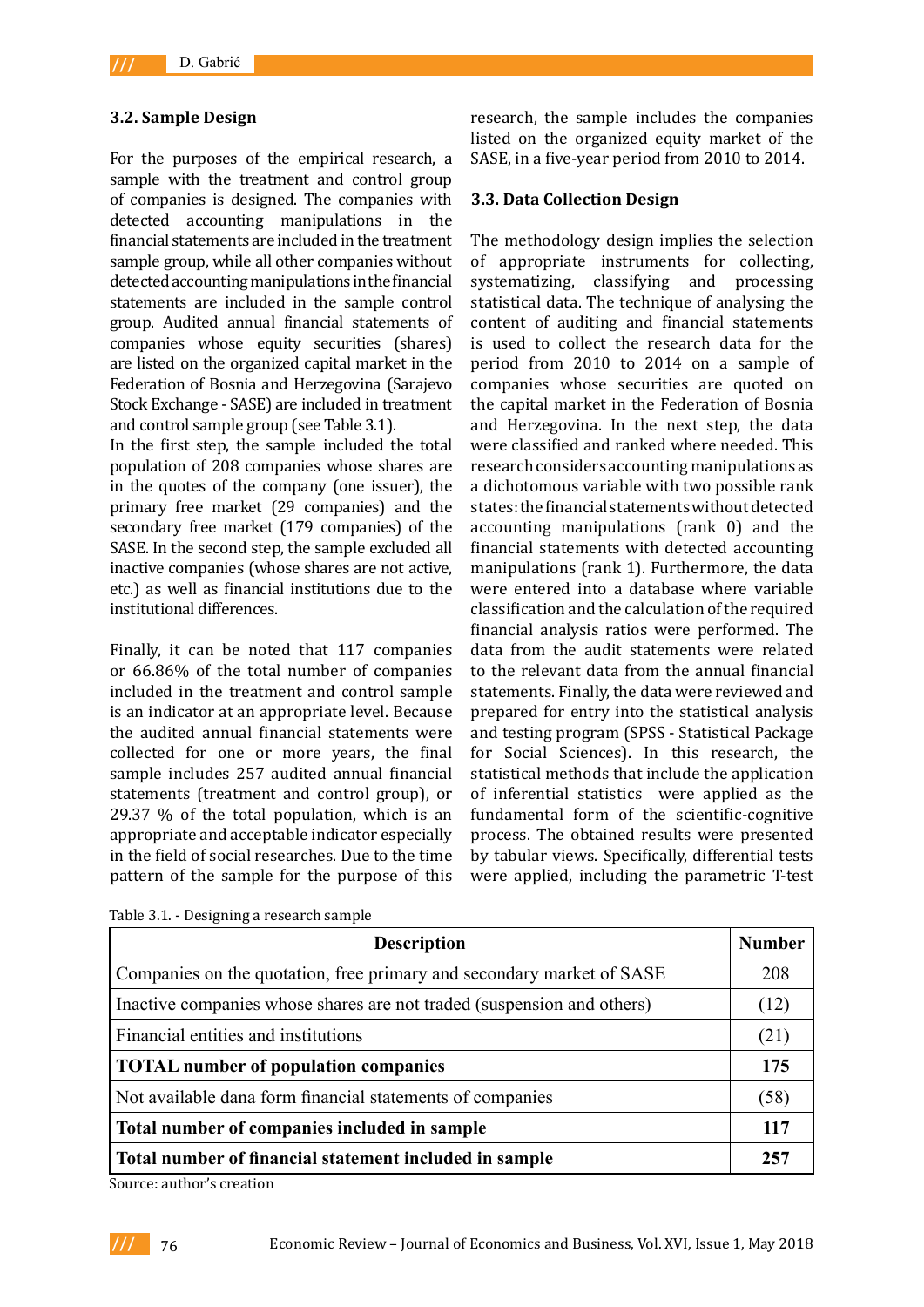### 3.2. Sample Design

For the purposes of the empirical research, a sample with the treatment and control group of companies is designed. The companies with detected accounting manipulations in the financial statements are included in the treatment sample group, while all other companies without detected accounting manipulations in the financial statements are included in the sample control group. Audited annual financial statements of companies whose equity securities (shares) are listed on the organized capital market in the Federation of Bosnia and Herzegovina (Sarajevo Stock Exchange - SASE) are included in treatment and control sample group (see Table 3.1).
In the first step, the sample included the total population of 208 companies whose shares are in the quotes of the company (one issuer), the primary free market (29 companies) and the secondary free market (179 companies) of the SASE. In the second step, the sample excluded all inactive companies (whose shares are not active, etc.) as well as financial institutions due to the institutional differences.

Finally, it can be noted that 117 companies or 66.86% of the total number of companies included in the treatment and control sample is an indicator at an appropriate level. Because the audited annual financial statements were collected for one or more years, the final sample includes 257 audited annual financial statements (treatment and control group), or 29.37 % of the total population, which is an appropriate and acceptable indicator especially in the field of social researches. Due to the time pattern of the sample for the purpose of this research, the sample includes the companies listed on the organized equity market of the SASE, in a five-year period from 2010 to 2014.

### 3.3. Data Collection Design

The methodology design implies the selection of appropriate instruments for collecting, systematizing, classifying and processing statistical data. The technique of analysing the content of auditing and financial statements is used to collect the research data for the period from 2010 to 2014 on a sample of companies whose securities are quoted on the capital market in the Federation of Bosnia and Herzegovina. In the next step, the data were classified and ranked where needed. This research considers accounting manipulations as a dichotomous variable with two possible rank states: the financial statements without detected accounting manipulations (rank 0) and the financial statements with detected accounting manipulations (rank 1). Furthermore, the data were entered into a database where variable classification and the calculation of the required financial analysis ratios were performed. The data from the audit statements were related to the relevant data from the annual financial statements. Finally, the data were reviewed and prepared for entry into the statistical analysis and testing program (SPSS - Statistical Package for Social Sciences). In this research, the statistical methods that include the application of inferential statistics were applied as the fundamental form of the scientific-cognitive process. The obtained results were presented by tabular views. Specifically, differential tests were applied, including the parametric T-test

Table 3.1. - Designing a research sample

| Description | Number |
|---|---|
| Companies on the quotation, free primary and secondary market of SASE | 208 |
| Inactive companies whose shares are not traded (suspension and others) | (12) |
| Financial entities and institutions | (21) |
| **TOTAL number of population companies** | **175** |
| Not available dana form financial statements of companies | (58) |
| **Total number of companies included in sample** | **117** |
| **Total number of financial statement included in sample** | **257** |

Source: author's creation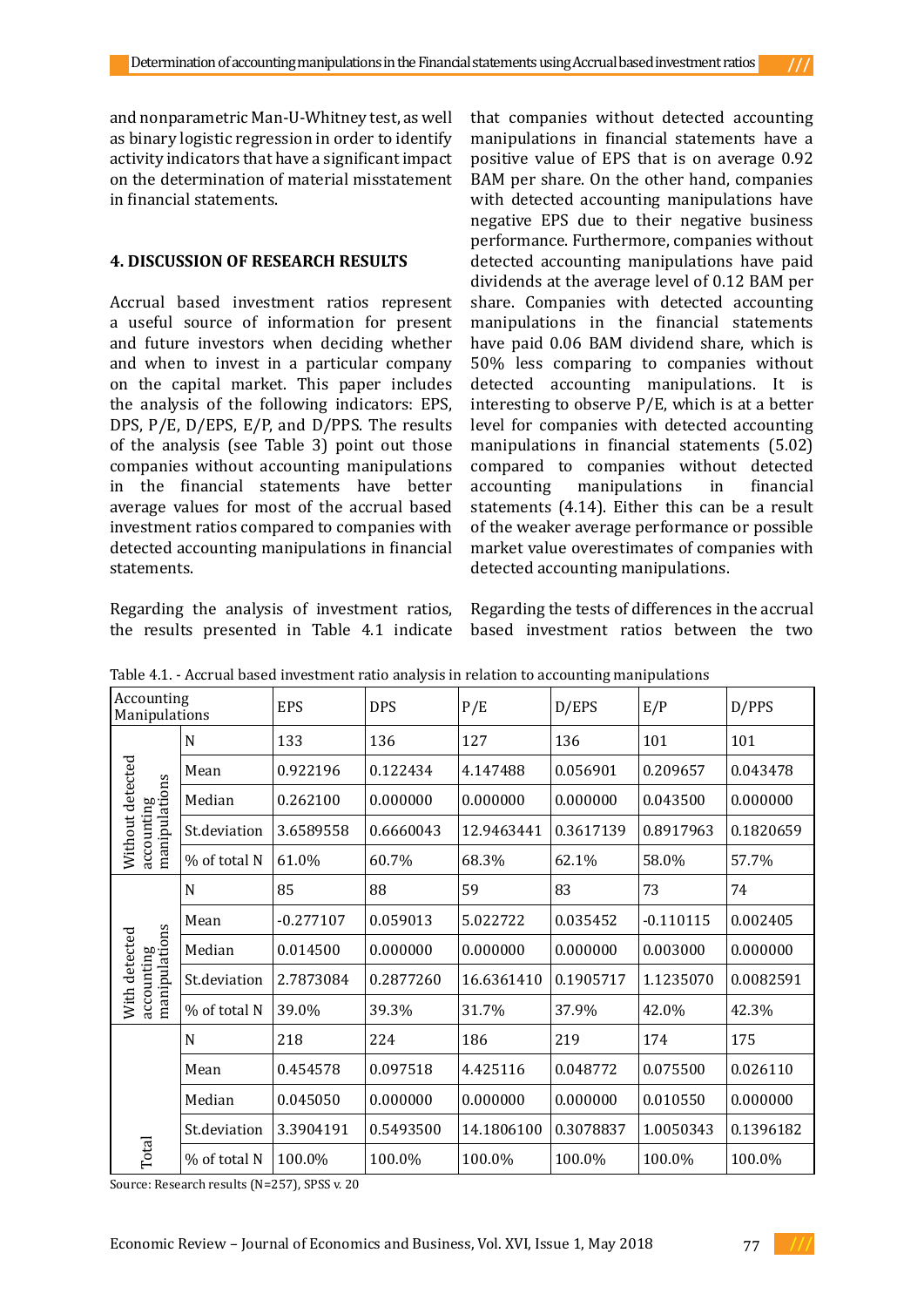and nonparametric Man-U-Whitney test, as well as binary logistic regression in order to identify activity indicators that have a significant impact on the determination of material misstatement in financial statements.

## 4. DISCUSSION OF RESEARCH RESULTS

Accrual based investment ratios represent a useful source of information for present and future investors when deciding whether and when to invest in a particular company on the capital market. This paper includes the analysis of the following indicators: EPS, DPS, P/E, D/EPS, E/P, and D/PPS. The results of the analysis (see Table 3) point out those companies without accounting manipulations in the financial statements have better average values for most of the accrual based investment ratios compared to companies with detected accounting manipulations in financial statements.

Regarding the analysis of investment ratios, the results presented in Table 4.1 indicate that companies without detected accounting manipulations in financial statements have a positive value of EPS that is on average 0.92 BAM per share. On the other hand, companies with detected accounting manipulations have negative EPS due to their negative business performance. Furthermore, companies without detected accounting manipulations have paid dividends at the average level of 0.12 BAM per share. Companies with detected accounting manipulations in the financial statements have paid 0.06 BAM dividend share, which is 50% less comparing to companies without detected accounting manipulations. It is interesting to observe P/E, which is at a better level for companies with detected accounting manipulations in financial statements (5.02) compared to companies without detected accounting manipulations in financial statements (4.14). Either this can be a result of the weaker average performance or possible market value overestimates of companies with detected accounting manipulations.

Regarding the tests of differences in the accrual based investment ratios between the two

Table 4.1. - Accrual based investment ratio analysis in relation to accounting manipulations

| Accounting Manipulations | | EPS | DPS | P/E | D/EPS | E/P | D/PPS |
|---|---|---|---|---|---|---|---|
| Without detected accounting manipulations | N | 133 | 136 | 127 | 136 | 101 | 101 |
| | Mean | 0.922196 | 0.122434 | 4.147488 | 0.056901 | 0.209657 | 0.043478 |
| | Median | 0.262100 | 0.000000 | 0.000000 | 0.000000 | 0.043500 | 0.000000 |
| | St.deviation | 3.6589558 | 0.6660043 | 12.9463441 | 0.3617139 | 0.8917963 | 0.1820659 |
| | % of total N | 61.0% | 60.7% | 68.3% | 62.1% | 58.0% | 57.7% |
| With detected accounting manipulations | N | 85 | 88 | 59 | 83 | 73 | 74 |
| | Mean | -0.277107 | 0.059013 | 5.022722 | 0.035452 | -0.110115 | 0.002405 |
| | Median | 0.014500 | 0.000000 | 0.000000 | 0.000000 | 0.003000 | 0.000000 |
| | St.deviation | 2.7873084 | 0.2877260 | 16.6361410 | 0.1905717 | 1.1235070 | 0.0082591 |
| | % of total N | 39.0% | 39.3% | 31.7% | 37.9% | 42.0% | 42.3% |
| Total | N | 218 | 224 | 186 | 219 | 174 | 175 |
| | Mean | 0.454578 | 0.097518 | 4.425116 | 0.048772 | 0.075500 | 0.026110 |
| | Median | 0.045050 | 0.000000 | 0.000000 | 0.000000 | 0.010550 | 0.000000 |
| | St.deviation | 3.3904191 | 0.5493500 | 14.1806100 | 0.3078837 | 1.0050343 | 0.1396182 |
| | % of total N | 100.0% | 100.0% | 100.0% | 100.0% | 100.0% | 100.0% |

Source: Research results (N=257), SPSS v. 20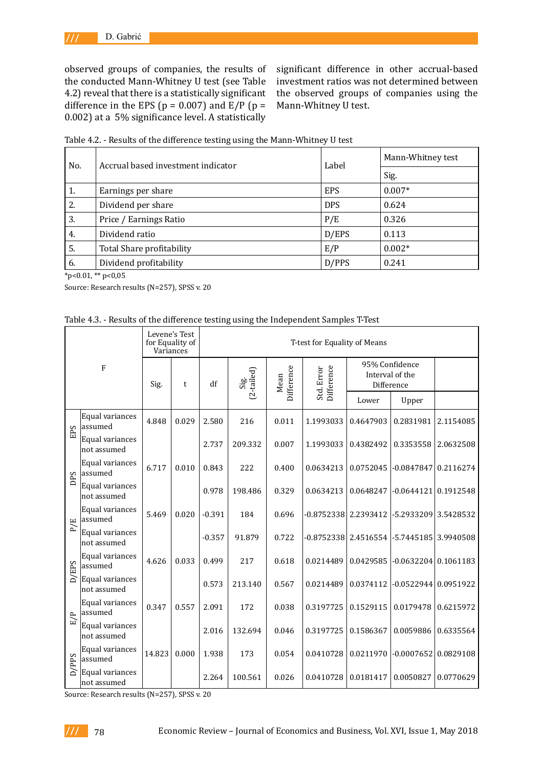observed groups of companies, the results of the conducted Mann-Whitney U test (see Table 4.2) reveal that there is a statistically significant difference in the EPS (p = 0.007) and E/P (p = 0.002) at a 5% significance level. A statistically significant difference in other accrual-based investment ratios was not determined between the observed groups of companies using the Mann-Whitney U test.

Table 4.2. - Results of the difference testing using the Mann-Whitney U test

| No. | Accrual based investment indicator | Label | Mann-Whitney test |
|---|---|---|---|
| | | | Sig. |
| 1. | Earnings per share | EPS | 0.007* |
| 2. | Dividend per share | DPS | 0.624 |
| 3. | Price / Earnings Ratio | P/E | 0.326 |
| 4. | Dividend ratio | D/EPS | 0.113 |
| 5. | Total Share profitability | E/P | 0.002* |
| 6. | Dividend profitability | D/PPS | 0.241 |

*p<0.01, ** p<0,05

Source: Research results (N=257), SPSS v. 20

Table 4.3. - Results of the difference testing using the Independent Samples T-Test

| F | | Levene's Test for Equality of Variances | | T-test for Equality of Means | | | | | | |
|---|---|---|---|---|---|---|---|---|---|---|
| | | Sig. | t | df | Sig. (2-tailed) | Mean Difference | Std. Error Difference | 95% Confidence Interval of the Difference | | |
| | | | | | | | | Lower | Upper | |
| EPS | Equal variances assumed | 4.848 | 0.029 | 2.580 | 216 | 0.011 | 1.1993033 | 0.4647903 | 0.2831981 | 2.1154085 |
| | Equal variances not assumed | | | 2.737 | 209.332 | 0.007 | 1.1993033 | 0.4382492 | 0.3353558 | 2.0632508 |
| DPS | Equal variances assumed | 6.717 | 0.010 | 0.843 | 222 | 0.400 | 0.0634213 | 0.0752045 | -0.0847847 | 0.2116274 |
| | Equal variances not assumed | | | 0.978 | 198.486 | 0.329 | 0.0634213 | 0.0648247 | -0.0644121 | 0.1912548 |
| P/E | Equal variances assumed | 5.469 | 0.020 | -0.391 | 184 | 0.696 | -0.8752338 | 2.2393412 | -5.2933209 | 3.5428532 |
| | Equal variances not assumed | | | -0.357 | 91.879 | 0.722 | -0.8752338 | 2.4516554 | -5.7445185 | 3.9940508 |
| D/EPS | Equal variances assumed | 4.626 | 0.033 | 0.499 | 217 | 0.618 | 0.0214489 | 0.0429585 | -0.0632204 | 0.1061183 |
| | Equal variances not assumed | | | 0.573 | 213.140 | 0.567 | 0.0214489 | 0.0374112 | -0.0522944 | 0.0951922 |
| E/P | Equal variances assumed | 0.347 | 0.557 | 2.091 | 172 | 0.038 | 0.3197725 | 0.1529115 | 0.0179478 | 0.6215972 |
| | Equal variances not assumed | | | 2.016 | 132.694 | 0.046 | 0.3197725 | 0.1586367 | 0.0059886 | 0.6335564 |
| D/PPS | Equal variances assumed | 14.823 | 0.000 | 1.938 | 173 | 0.054 | 0.0410728 | 0.0211970 | -0.0007652 | 0.0829108 |
| | Equal variances not assumed | | | 2.264 | 100.561 | 0.026 | 0.0410728 | 0.0181417 | 0.0050827 | 0.0770629 |

Source: Research results (N=257), SPSS v. 20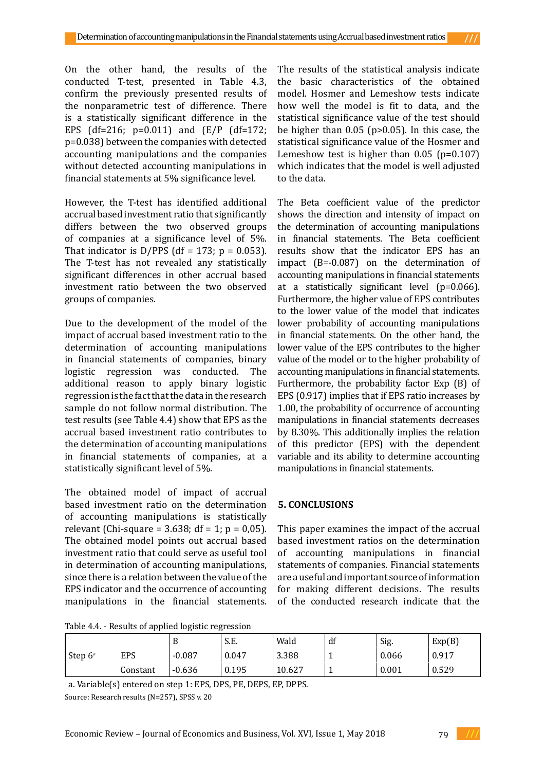On the other hand, the results of the conducted T-test, presented in Table 4.3, confirm the previously presented results of the nonparametric test of difference. There is a statistically significant difference in the EPS (df=216; p=0.011) and (E/P (df=172; p=0.038) between the companies with detected accounting manipulations and the companies without detected accounting manipulations in financial statements at 5% significance level.

However, the T-test has identified additional accrual based investment ratio that significantly differs between the two observed groups of companies at a significance level of 5%. That indicator is D/PPS (df = 173; p = 0.053). The T-test has not revealed any statistically significant differences in other accrual based investment ratio between the two observed groups of companies.

Due to the development of the model of the impact of accrual based investment ratio to the determination of accounting manipulations in financial statements of companies, binary logistic regression was conducted. The additional reason to apply binary logistic regression is the fact that the data in the research sample do not follow normal distribution. The test results (see Table 4.4) show that EPS as the accrual based investment ratio contributes to the determination of accounting manipulations in financial statements of companies, at a statistically significant level of 5%.

The obtained model of impact of accrual based investment ratio on the determination of accounting manipulations is statistically relevant (Chi-square = 3.638; df = 1; p = 0,05). The obtained model points out accrual based investment ratio that could serve as useful tool in determination of accounting manipulations, since there is a relation between the value of the EPS indicator and the occurrence of accounting manipulations in the financial statements. The results of the statistical analysis indicate the basic characteristics of the obtained model. Hosmer and Lemeshow tests indicate how well the model is fit to data, and the statistical significance value of the test should be higher than 0.05 (p>0.05). In this case, the statistical significance value of the Hosmer and Lemeshow test is higher than 0.05 (p=0.107) which indicates that the model is well adjusted to the data.

The Beta coefficient value of the predictor shows the direction and intensity of impact on the determination of accounting manipulations in financial statements. The Beta coefficient results show that the indicator EPS has an impact (B=-0.087) on the determination of accounting manipulations in financial statements at a statistically significant level (p=0.066). Furthermore, the higher value of EPS contributes to the lower value of the model that indicates lower probability of accounting manipulations in financial statements. On the other hand, the lower value of the EPS contributes to the higher value of the model or to the higher probability of accounting manipulations in financial statements. Furthermore, the probability factor Exp (B) of EPS (0.917) implies that if EPS ratio increases by 1.00, the probability of occurrence of accounting manipulations in financial statements decreases by 8.30%. This additionally implies the relation of this predictor (EPS) with the dependent variable and its ability to determine accounting manipulations in financial statements.

## 5. CONCLUSIONS

This paper examines the impact of the accrual based investment ratios on the determination of accounting manipulations in financial statements of companies. Financial statements are a useful and important source of information for making different decisions. The results of the conducted research indicate that the

Table 4.4. - Results of applied logistic regression

| | | B | S.E. | Wald | df | Sig. | Exp(B) |
|---|---|---|---|---|---|---|---|
| Step 6[a] | EPS | -0.087 | 0.047 | 3.388 | 1 | 0.066 | 0.917 |
| | Constant | -0.636 | 0.195 | 10.627 | 1 | 0.001 | 0.529 |

a. Variable(s) entered on step 1: EPS, DPS, PE, DEPS, EP, DPPS.

Source: Research results (N=257), SPSS v. 20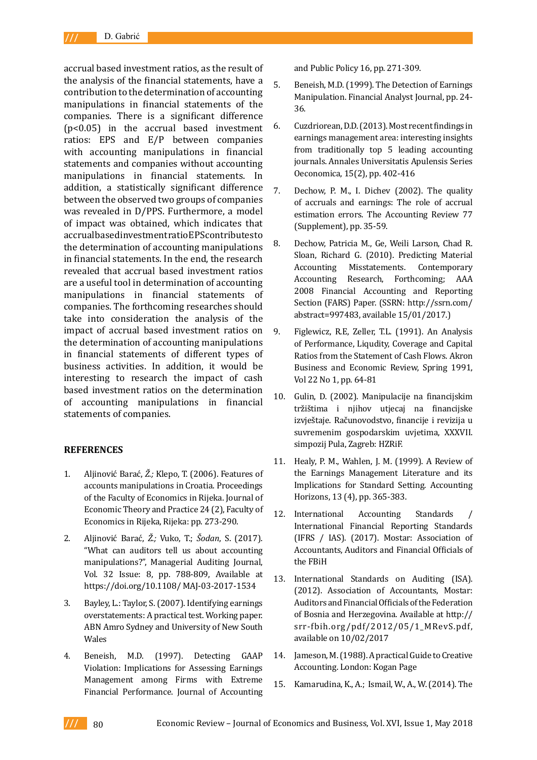accrual based investment ratios, as the result of the analysis of the financial statements, have a contribution to the determination of accounting manipulations in financial statements of the companies. There is a significant difference ($p<0.05$) in the accrual based investment ratios: EPS and E/P between companies with accounting manipulations in financial statements and companies without accounting manipulations in financial statements. In addition, a statistically significant difference between the observed two groups of companies was revealed in D/PPS. Furthermore, a model of impact was obtained, which indicates that accrual based investment ratio EPS contributes to the determination of accounting manipulations in financial statements. In the end, the research revealed that accrual based investment ratios are a useful tool in determination of accounting manipulations in financial statements of companies. The forthcoming researches should take into consideration the analysis of the impact of accrual based investment ratios on the determination of accounting manipulations in financial statements of different types of business activities. In addition, it would be interesting to research the impact of cash based investment ratios on the determination of accounting manipulations in financial statements of companies.

## REFERENCES

1. Aljinović Barać, *Ž.;* Klepo, T. (2006). Features of accounts manipulations in Croatia. Proceedings of the Faculty of Economics in Rijeka. Journal of Economic Theory and Practice 24 (2), Faculty of Economics in Rijeka, Rijeka: pp. 273-290.
2. Aljinović Barać, *Ž.;* Vuko, T.; *Šodan*, S. (2017). "What can auditors tell us about accounting manipulations?", Managerial Auditing Journal, Vol. 32 Issue: 8, pp. 788-809, Available at https://doi.org/10.1108/ MAJ-03-2017-1534
3. Bayley, L.: Taylor, S. (2007). Identifying earnings overstatements: A practical test. Working paper. ABN Amro Sydney and University of New South Wales
4. Beneish, M.D. (1997). Detecting GAAP Violation: Implications for Assessing Earnings Management among Firms with Extreme Financial Performance. Journal of Accounting and Public Policy 16, pp. 271-309.
5. Beneish, M.D. (1999). The Detection of Earnings Manipulation. Financial Analyst Journal, pp. 24-36.
6. Cuzdriorean, D.D. (2013). Most recent findings in earnings management area: interesting insights from traditionally top 5 leading accounting journals. Annales Universitatis Apulensis Series Oeconomica, 15(2), pp. 402-416
7. Dechow, P. M., I. Dichev (2002). The quality of accruals and earnings: The role of accrual estimation errors. The Accounting Review 77 (Supplement), pp. 35-59.
8. Dechow, Patricia M., Ge, Weili Larson, Chad R. Sloan, Richard G. (2010). Predicting Material Accounting Misstatements. Contemporary Accounting Research, Forthcoming; AAA 2008 Financial Accounting and Reporting Section (FARS) Paper. (SSRN: http://ssrn.com/ abstract=997483, available 15/01/2017.)
9. Figlewicz, R.E, Zeller, T.L. (1991). An Analysis of Performance, Liqudity, Coverage and Capital Ratios from the Statement of Cash Flows. Akron Business and Economic Review, Spring 1991, Vol 22 No 1, pp. 64-81
10. Gulin, D. (2002). Manipulacije na financijskim tržištima i njihov utjecaj na financijske izvještaje. Računovodstvo, financije i revizija u suvremenim gospodarskim uvjetima, XXXVII. simpozij Pula, Zagreb: HZRiF.
11. Healy, P. M., Wahlen, J. M. (1999). A Review of the Earnings Management Literature and its Implications for Standard Setting. Accounting Horizons, 13 (4), pp. 365-383.
12. International Accounting Standards / International Financial Reporting Standards (IFRS / IAS). (2017). Mostar: Association of Accountants, Auditors and Financial Officials of the FBiH
13. International Standards on Auditing (ISA). (2012). Association of Accountants, Mostar: Auditors and Financial Officials of the Federation of Bosnia and Herzegovina. Available at http:// srr-fbih.org/pdf/2012/05/1_MRevS.pdf, available on 10/02/2017
14. Jameson, M. (1988). A practical Guide to Creative Accounting. London: Kogan Page
15. Kamarudina, K., A.; Ismail, W., A., W. (2014). The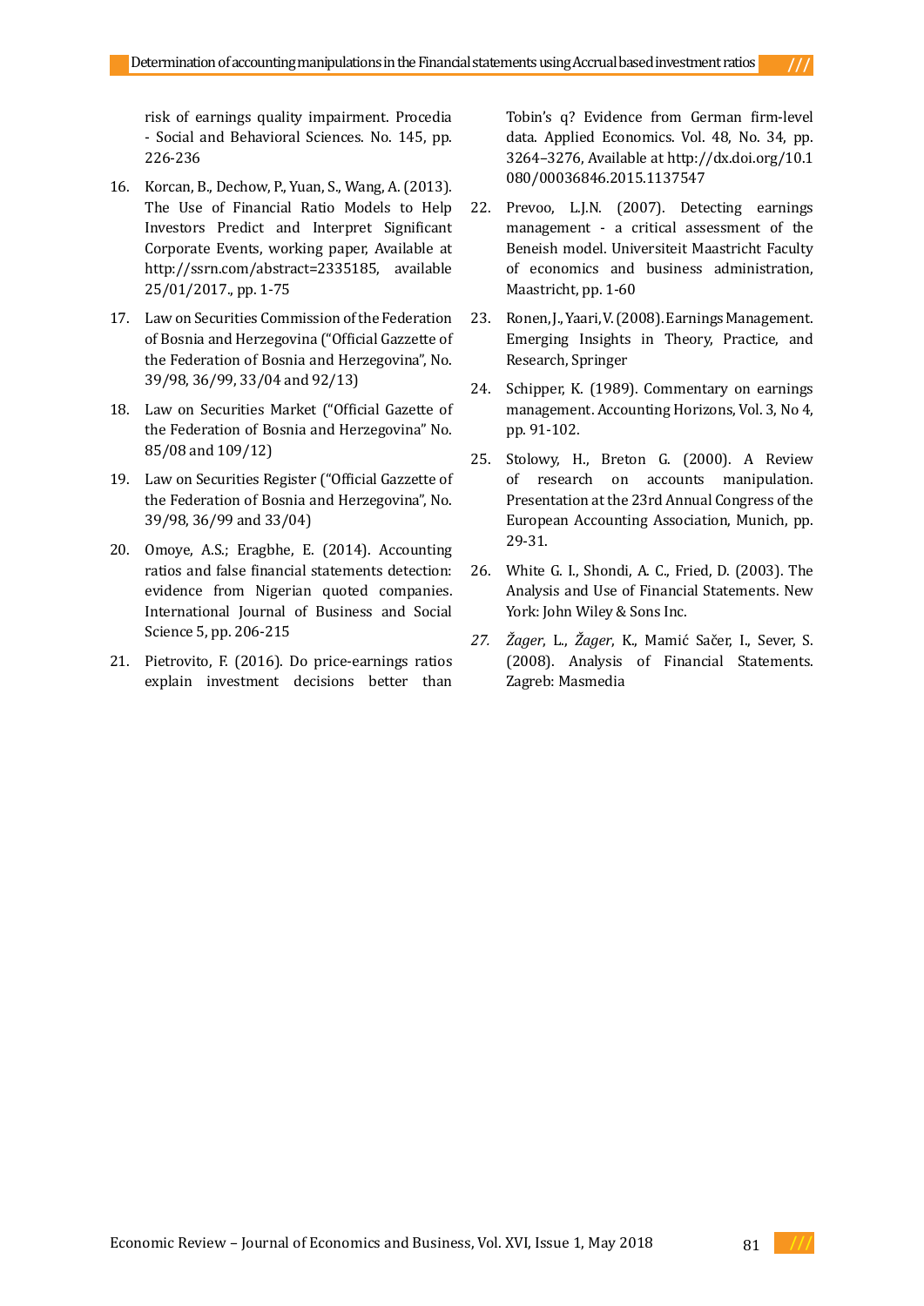risk of earnings quality impairment. Procedia - Social and Behavioral Sciences. No. 145, pp. 226-236

16. Korcan, B., Dechow, P., Yuan, S., Wang, A. (2013). The Use of Financial Ratio Models to Help Investors Predict and Interpret Significant Corporate Events, working paper, Available at http://ssrn.com/abstract=2335185, available 25/01/2017., pp. 1-75

17. Law on Securities Commission of the Federation of Bosnia and Herzegovina ("Official Gazzette of the Federation of Bosnia and Herzegovina", No. 39/98, 36/99, 33/04 and 92/13)

18. Law on Securities Market ("Official Gazette of the Federation of Bosnia and Herzegovina" No. 85/08 and 109/12)

19. Law on Securities Register ("Official Gazzette of the Federation of Bosnia and Herzegovina", No. 39/98, 36/99 and 33/04)

20. Omoye, A.S.; Eragbhe, E. (2014). Accounting ratios and false financial statements detection: evidence from Nigerian quoted companies. International Journal of Business and Social Science 5, pp. 206-215

21. Pietrovito, F. (2016). Do price-earnings ratios explain investment decisions better than Tobin's q? Evidence from German firm-level data. Applied Economics. Vol. 48, No. 34, pp. 3264–3276, Available at http://dx.doi.org/10.1080/00036846.2015.1137547

22. Prevoo, L.J.N. (2007). Detecting earnings management - a critical assessment of the Beneish model. Universiteit Maastricht Faculty of economics and business administration, Maastricht, pp. 1-60

23. Ronen, J., Yaari, V. (2008). Earnings Management. Emerging Insights in Theory, Practice, and Research, Springer

24. Schipper, K. (1989). Commentary on earnings management. Accounting Horizons, Vol. 3, No 4, pp. 91-102.

25. Stolowy, H., Breton G. (2000). A Review of research on accounts manipulation. Presentation at the 23rd Annual Congress of the European Accounting Association, Munich, pp. 29-31.

26. White G. I., Shondi, A. C., Fried, D. (2003). The Analysis and Use of Financial Statements. New York: John Wiley & Sons Inc.

27. *Žager*, L., *Žager*, K., Mamić Sačer, I., Sever, S. (2008). Analysis of Financial Statements. Zagreb: Masmedia